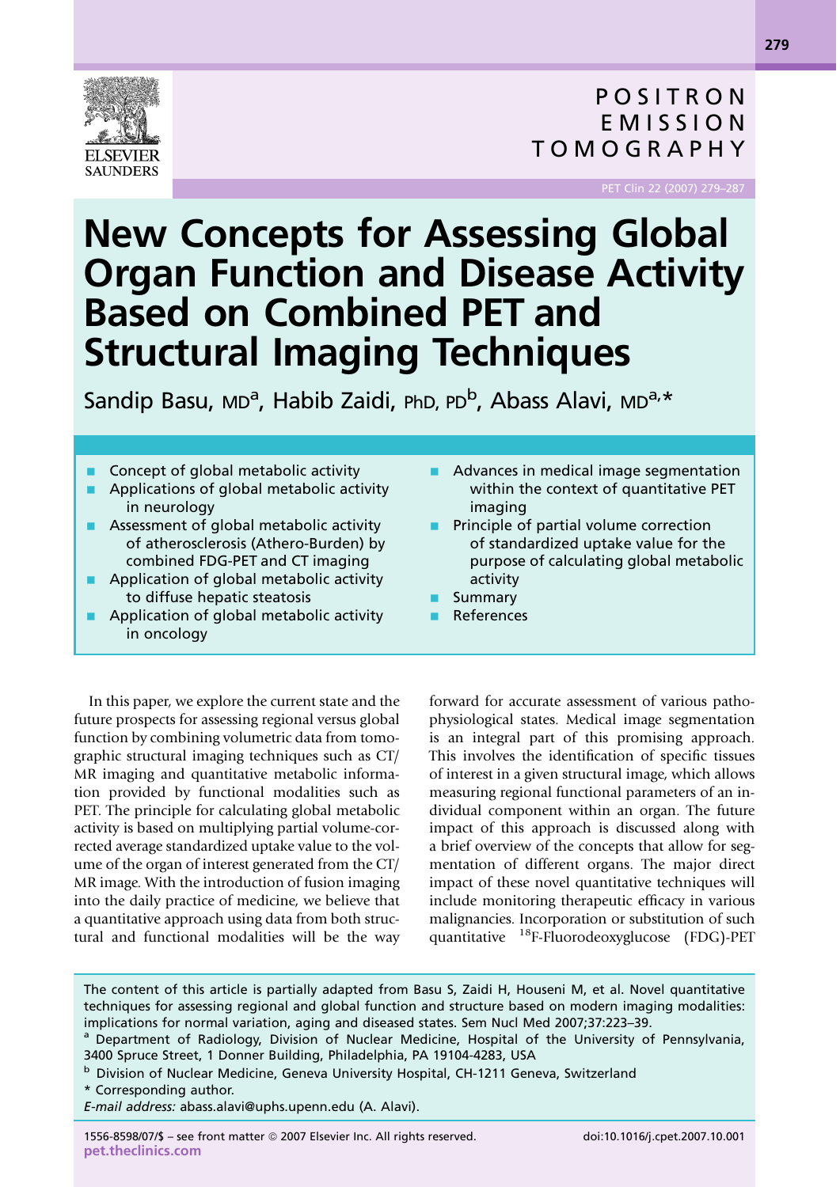# New Concepts for Assessing Global Organ Function and Disease Activity Based on Combined PET and Structural Imaging Techniques

Sandip Basu, MD[a], Habib Zaidi, PhD, PD[b], Abass Alavi, MD[a,*]

- Concept of global metabolic activity
- Applications of global metabolic activity in neurology
- Assessment of global metabolic activity of atherosclerosis (Athero-Burden) by combined FDG-PET and CT imaging
- Application of global metabolic activity to diffuse hepatic steatosis
- Application of global metabolic activity in oncology
- Advances in medical image segmentation within the context of quantitative PET imaging
- Principle of partial volume correction of standardized uptake value for the purpose of calculating global metabolic activity
- Summary
- References

In this paper, we explore the current state and the future prospects for assessing regional versus global function by combining volumetric data from tomographic structural imaging techniques such as CT/MR imaging and quantitative metabolic information provided by functional modalities such as PET. The principle for calculating global metabolic activity is based on multiplying partial volume-corrected average standardized uptake value to the volume of the organ of interest generated from the CT/MR image. With the introduction of fusion imaging into the daily practice of medicine, we believe that a quantitative approach using data from both structural and functional modalities will be the way forward for accurate assessment of various pathophysiological states. Medical image segmentation is an integral part of this promising approach. This involves the identification of specific tissues of interest in a given structural image, which allows measuring regional functional parameters of an individual component within an organ. The future impact of this approach is discussed along with a brief overview of the concepts that allow for segmentation of different organs. The major direct impact of these novel quantitative techniques will include monitoring therapeutic efficacy in various malignancies. Incorporation or substitution of such quantitative $^{18}$F-Fluorodeoxyglucose (FDG)-PET

The content of this article is partially adapted from Basu S, Zaidi H, Houseni M, et al. Novel quantitative techniques for assessing regional and global function and structure based on modern imaging modalities: implications for normal variation, aging and diseased states. Sem Nucl Med 2007;37:223–39.

[a] Department of Radiology, Division of Nuclear Medicine, Hospital of the University of Pennsylvania, 3400 Spruce Street, 1 Donner Building, Philadelphia, PA 19104-4283, USA

[b] Division of Nuclear Medicine, Geneva University Hospital, CH-1211 Geneva, Switzerland

\* Corresponding author.

*E-mail address:* abass.alavi@uphs.upenn.edu (A. Alavi).

1556-8598/07/$ – see front matter © 2007 Elsevier Inc. All rights reserved. doi:10.1016/j.cpet.2007.10.001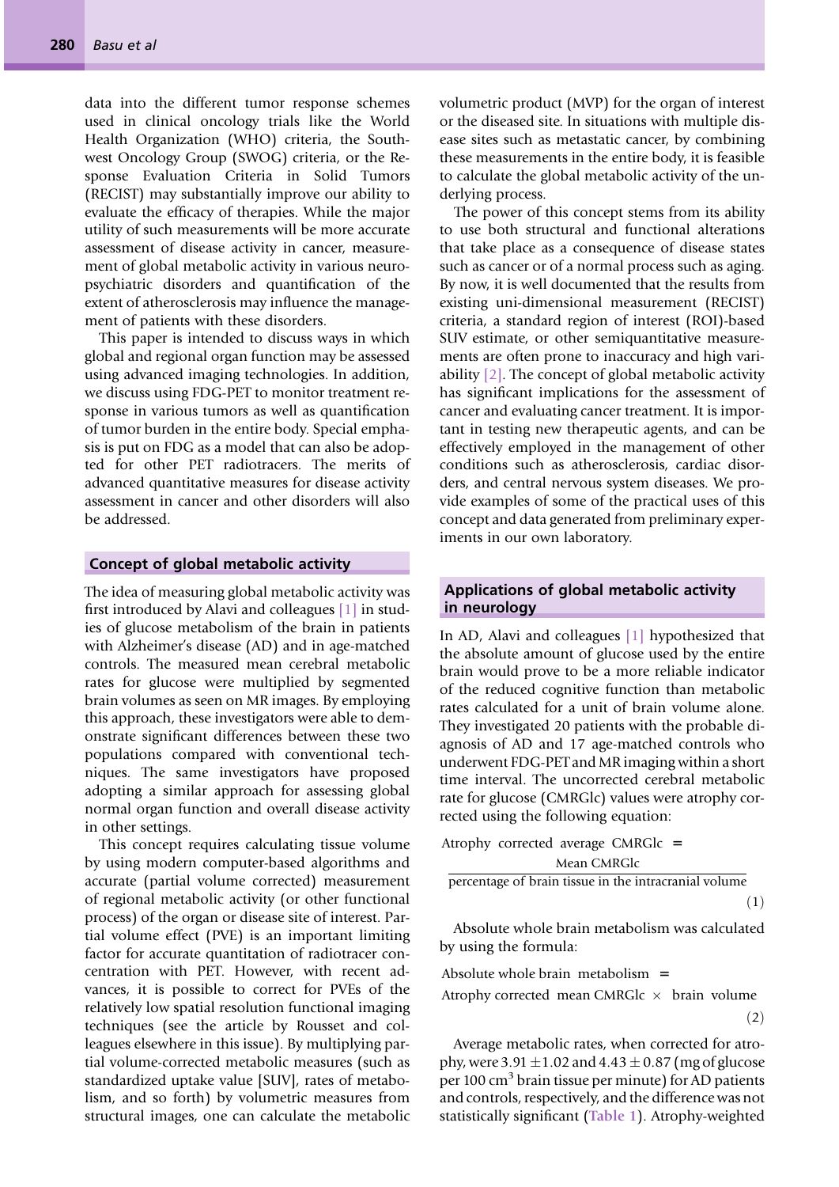data into the different tumor response schemes used in clinical oncology trials like the World Health Organization (WHO) criteria, the Southwest Oncology Group (SWOG) criteria, or the Response Evaluation Criteria in Solid Tumors (RECIST) may substantially improve our ability to evaluate the efficacy of therapies. While the major utility of such measurements will be more accurate assessment of disease activity in cancer, measurement of global metabolic activity in various neuropsychiatric disorders and quantification of the extent of atherosclerosis may influence the management of patients with these disorders.

This paper is intended to discuss ways in which global and regional organ function may be assessed using advanced imaging technologies. In addition, we discuss using FDG-PET to monitor treatment response in various tumors as well as quantification of tumor burden in the entire body. Special emphasis is put on FDG as a model that can also be adopted for other PET radiotracers. The merits of advanced quantitative measures for disease activity assessment in cancer and other disorders will also be addressed.

## Concept of global metabolic activity

The idea of measuring global metabolic activity was first introduced by Alavi and colleagues [1] in studies of glucose metabolism of the brain in patients with Alzheimer's disease (AD) and in age-matched controls. The measured mean cerebral metabolic rates for glucose were multiplied by segmented brain volumes as seen on MR images. By employing this approach, these investigators were able to demonstrate significant differences between these two populations compared with conventional techniques. The same investigators have proposed adopting a similar approach for assessing global normal organ function and overall disease activity in other settings.

This concept requires calculating tissue volume by using modern computer-based algorithms and accurate (partial volume corrected) measurement of regional metabolic activity (or other functional process) of the organ or disease site of interest. Partial volume effect (PVE) is an important limiting factor for accurate quantitation of radiotracer concentration with PET. However, with recent advances, it is possible to correct for PVEs of the relatively low spatial resolution functional imaging techniques (see the article by Rousset and colleagues elsewhere in this issue). By multiplying partial volume-corrected metabolic measures (such as standardized uptake value [SUV], rates of metabolism, and so forth) by volumetric measures from structural images, one can calculate the metabolic volumetric product (MVP) for the organ of interest or the diseased site. In situations with multiple disease sites such as metastatic cancer, by combining these measurements in the entire body, it is feasible to calculate the global metabolic activity of the underlying process.

The power of this concept stems from its ability to use both structural and functional alterations that take place as a consequence of disease states such as cancer or of a normal process such as aging. By now, it is well documented that the results from existing uni-dimensional measurement (RECIST) criteria, a standard region of interest (ROI)-based SUV estimate, or other semiquantitative measurements are often prone to inaccuracy and high variability [2]. The concept of global metabolic activity has significant implications for the assessment of cancer and evaluating cancer treatment. It is important in testing new therapeutic agents, and can be effectively employed in the management of other conditions such as atherosclerosis, cardiac disorders, and central nervous system diseases. We provide examples of some of the practical uses of this concept and data generated from preliminary experiments in our own laboratory.

## Applications of global metabolic activity in neurology

In AD, Alavi and colleagues [1] hypothesized that the absolute amount of glucose used by the entire brain would prove to be a more reliable indicator of the reduced cognitive function than metabolic rates calculated for a unit of brain volume alone. They investigated 20 patients with the probable diagnosis of AD and 17 age-matched controls who underwent FDG-PET and MR imaging within a short time interval. The uncorrected cerebral metabolic rate for glucose (CMRGlc) values were atrophy corrected using the following equation:

$$\text{Atrophy corrected average CMRGlc} = \frac{\text{Mean CMRGlc}}{\text{percentage of brain tissue in the intracranial volume}} \tag{1}$$

Absolute whole brain metabolism was calculated by using the formula:

$$\text{Absolute whole brain metabolism} = \text{Atrophy corrected mean CMRGlc} \times \text{brain volume} \tag{2}$$

Average metabolic rates, when corrected for atrophy, were $3.91 \pm 1.02$ and $4.43 \pm 0.87$ (mg of glucose per 100 $cm^3$ brain tissue per minute) for AD patients and controls, respectively, and the difference was not statistically significant (Table 1). Atrophy-weighted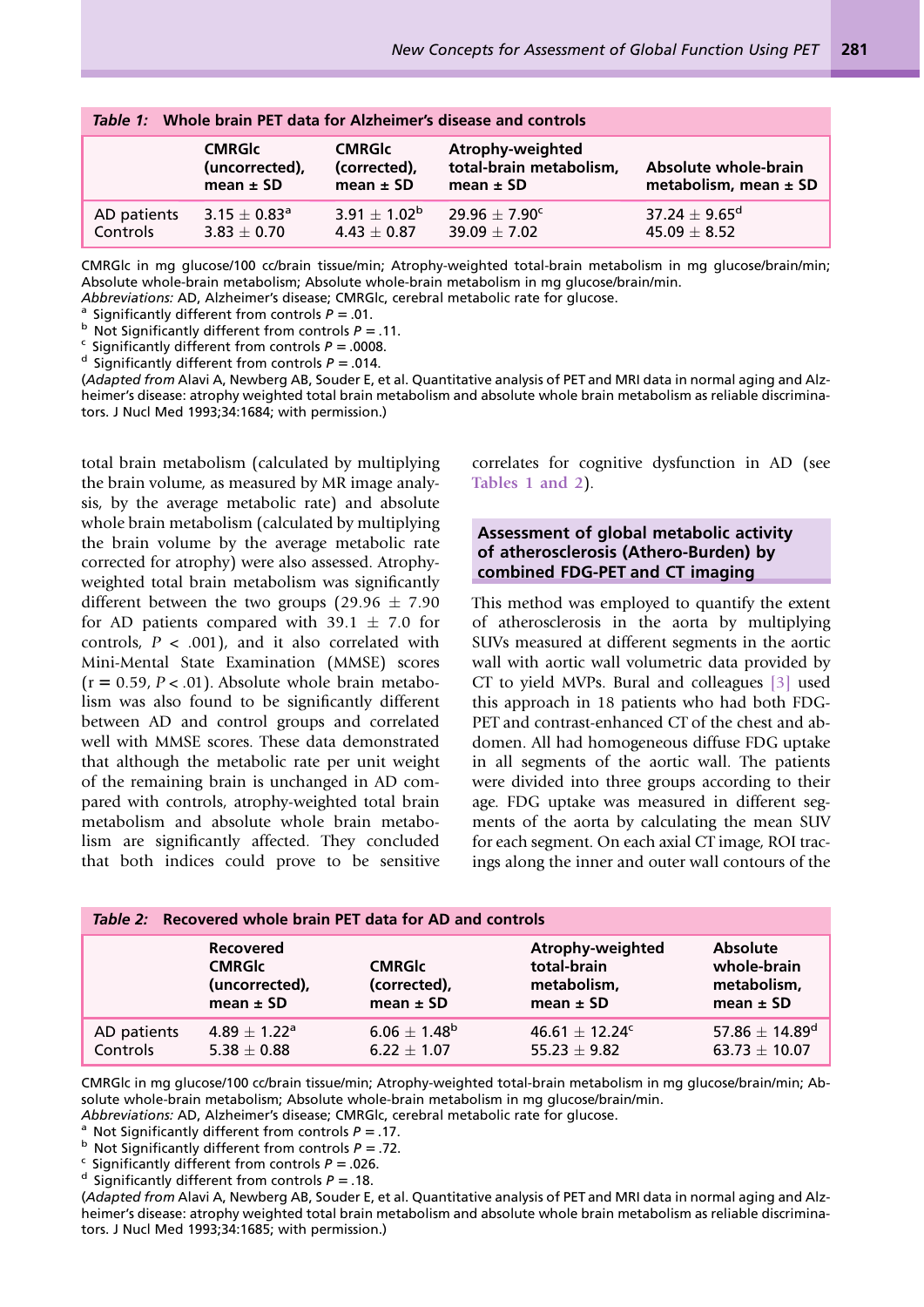**Table 1: Whole brain PET data for Alzheimer's disease and controls**

| | CMRGlc (uncorrected), mean ± SD | CMRGlc (corrected), mean ± SD | Atrophy-weighted total-brain metabolism, mean ± SD | Absolute whole-brain metabolism, mean ± SD |
|---|---|---|---|---|
| AD patients | 3.15 ± 0.83[a] | 3.91 ± 1.02[b] | 29.96 ± 7.90[c] | 37.24 ± 9.65[d] |
| Controls | 3.83 ± 0.70 | 4.43 ± 0.87 | 39.09 ± 7.02 | 45.09 ± 8.52 |

CMRGlc in mg glucose/100 cc/brain tissue/min; Atrophy-weighted total-brain metabolism in mg glucose/brain/min; Absolute whole-brain metabolism; Absolute whole-brain metabolism in mg glucose/brain/min.

*Abbreviations:* AD, Alzheimer's disease; CMRGlc, cerebral metabolic rate for glucose.

[a] Significantly different from controls $P = .01$.

[b] Not Significantly different from controls $P = .11$.

[c] Significantly different from controls $P = .0008$.

[d] Significantly different from controls $P = .014$.

(*Adapted from* Alavi A, Newberg AB, Souder E, et al. Quantitative analysis of PET and MRI data in normal aging and Alzheimer's disease: atrophy weighted total brain metabolism and absolute whole brain metabolism as reliable discriminators. J Nucl Med 1993;34:1684; with permission.)

total brain metabolism (calculated by multiplying the brain volume, as measured by MR image analysis, by the average metabolic rate) and absolute whole brain metabolism (calculated by multiplying the brain volume by the average metabolic rate corrected for atrophy) were also assessed. Atrophy-weighted total brain metabolism was significantly different between the two groups (29.96 ± 7.90 for AD patients compared with 39.1 ± 7.0 for controls, $P < .001$), and it also correlated with Mini-Mental State Examination (MMSE) scores ($r = 0.59$, $P < .01$). Absolute whole brain metabolism was also found to be significantly different between AD and control groups and correlated well with MMSE scores. These data demonstrated that although the metabolic rate per unit weight of the remaining brain is unchanged in AD compared with controls, atrophy-weighted total brain metabolism and absolute whole brain metabolism are significantly affected. They concluded that both indices could prove to be sensitive correlates for cognitive dysfunction in AD (see Tables 1 and 2).

## Assessment of global metabolic activity of atherosclerosis (Athero-Burden) by combined FDG-PET and CT imaging

This method was employed to quantify the extent of atherosclerosis in the aorta by multiplying SUVs measured at different segments in the aortic wall with aortic wall volumetric data provided by CT to yield MVPs. Bural and colleagues [3] used this approach in 18 patients who had both FDG-PET and contrast-enhanced CT of the chest and abdomen. All had homogeneous diffuse FDG uptake in all segments of the aortic wall. The patients were divided into three groups according to their age. FDG uptake was measured in different segments of the aorta by calculating the mean SUV for each segment. On each axial CT image, ROI tracings along the inner and outer wall contours of the

**Table 2: Recovered whole brain PET data for AD and controls**

| | Recovered CMRGlc (uncorrected), mean ± SD | CMRGlc (corrected), mean ± SD | Atrophy-weighted total-brain metabolism, mean ± SD | Absolute whole-brain metabolism, mean ± SD |
|---|---|---|---|---|
| AD patients | 4.89 ± 1.22[a] | 6.06 ± 1.48[b] | 46.61 ± 12.24[c] | 57.86 ± 14.89[d] |
| Controls | 5.38 ± 0.88 | 6.22 ± 1.07 | 55.23 ± 9.82 | 63.73 ± 10.07 |

CMRGlc in mg glucose/100 cc/brain tissue/min; Atrophy-weighted total-brain metabolism in mg glucose/brain/min; Absolute whole-brain metabolism; Absolute whole-brain metabolism in mg glucose/brain/min.

*Abbreviations:* AD, Alzheimer's disease; CMRGlc, cerebral metabolic rate for glucose.

[a] Not Significantly different from controls $P = .17$.

[b] Not Significantly different from controls $P = .72$.

[c] Significantly different from controls $P = .026$.

[d] Significantly different from controls $P = .18$.

(*Adapted from* Alavi A, Newberg AB, Souder E, et al. Quantitative analysis of PET and MRI data in normal aging and Alzheimer's disease: atrophy weighted total brain metabolism and absolute whole brain metabolism as reliable discriminators. J Nucl Med 1993;34:1685; with permission.)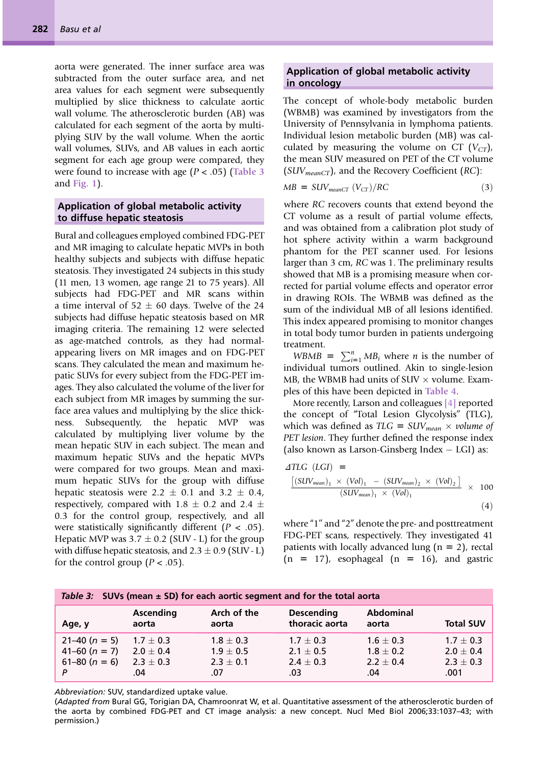aorta were generated. The inner surface area was subtracted from the outer surface area, and net area values for each segment were subsequently multiplied by slice thickness to calculate aortic wall volume. The atherosclerotic burden (AB) was calculated for each segment of the aorta by multiplying SUV by the wall volume. When the aortic wall volumes, SUVs, and AB values in each aortic segment for each age group were compared, they were found to increase with age ($P < .05$) (Table 3 and Fig. 1).

## Application of global metabolic activity to diffuse hepatic steatosis

Bural and colleagues employed combined FDG-PET and MR imaging to calculate hepatic MVPs in both healthy subjects and subjects with diffuse hepatic steatosis. They investigated 24 subjects in this study (11 men, 13 women, age range 21 to 75 years). All subjects had FDG-PET and MR scans within a time interval of 52 ± 60 days. Twelve of the 24 subjects had diffuse hepatic steatosis based on MR imaging criteria. The remaining 12 were selected as age-matched controls, as they had normal-appearing livers on MR images and on FDG-PET scans. They calculated the mean and maximum hepatic SUVs for every subject from the FDG-PET images. They also calculated the volume of the liver for each subject from MR images by summing the surface area values and multiplying by the slice thickness. Subsequently, the hepatic MVP was calculated by multiplying liver volume by the mean hepatic SUV in each subject. The mean and maximum hepatic SUVs and the hepatic MVPs were compared for two groups. Mean and maximum hepatic SUVs for the group with diffuse hepatic steatosis were 2.2 ± 0.1 and 3.2 ± 0.4, respectively, compared with 1.8 ± 0.2 and 2.4 ± 0.3 for the control group, respectively, and all were statistically significantly different ($P < .05$). Hepatic MVP was 3.7 ± 0.2 (SUV - L) for the group with diffuse hepatic steatosis, and 2.3 ± 0.9 (SUV - L) for the control group ($P < .05$).

## Application of global metabolic activity in oncology

The concept of whole-body metabolic burden (WBMB) was examined by investigators from the University of Pennsylvania in lymphoma patients. Individual lesion metabolic burden (MB) was calculated by measuring the volume on CT ($V_{CT}$), the mean SUV measured on PET of the CT volume ($SUV_{meanCT}$), and the Recovery Coefficient ($RC$):

$$MB = SUV_{meanCT}\,(V_{CT})/RC \tag{3}$$

where $RC$ recovers counts that extend beyond the CT volume as a result of partial volume effects, and was obtained from a calibration plot study of hot sphere activity within a warm background phantom for the PET scanner used. For lesions larger than 3 cm, $RC$ was 1. The preliminary results showed that MB is a promising measure when corrected for partial volume effects and operator error in drawing ROIs. The WBMB was defined as the sum of the individual MB of all lesions identified. This index appeared promising to monitor changes in total body tumor burden in patients undergoing treatment.

$WBMB = \sum_{i=1}^{n} MB_i$ where $n$ is the number of individual tumors outlined. Akin to single-lesion MB, the WBMB had units of SUV × volume. Examples of this have been depicted in Table 4.

More recently, Larson and colleagues [4] reported the concept of "Total Lesion Glycolysis" (TLG), which was defined as $TLG = SUV_{mean} \times$ *volume of PET lesion*. They further defined the response index (also known as Larson-Ginsberg Index – LGI) as:

$$\Delta TLG\ (LGI) = \frac{\left[(SUV_{mean})_1 \times (Vol)_1 - (SUV_{mean})_2 \times (Vol)_2\right]}{(SUV_{mean})_1 \times (Vol)_1} \times 100 \tag{4}$$

where "1" and "2" denote the pre- and posttreatment FDG-PET scans, respectively. They investigated 41 patients with locally advanced lung (n = 2), rectal (n = 17), esophageal (n = 16), and gastric

**Table 3: SUVs (mean ± SD) for each aortic segment and for the total aorta**

| Age, y | Ascending aorta | Arch of the aorta | Descending thoracic aorta | Abdominal aorta | Total SUV |
|---|---|---|---|---|---|
| 21–40 ($n = 5$) | 1.7 ± 0.3 | 1.8 ± 0.3 | 1.7 ± 0.3 | 1.6 ± 0.3 | 1.7 ± 0.3 |
| 41–60 ($n = 7$) | 2.0 ± 0.4 | 1.9 ± 0.5 | 2.1 ± 0.5 | 1.8 ± 0.2 | 2.0 ± 0.4 |
| 61–80 ($n = 6$) | 2.3 ± 0.3 | 2.3 ± 0.1 | 2.4 ± 0.3 | 2.2 ± 0.4 | 2.3 ± 0.3 |
| $P$ | .04 | .07 | .03 | .04 | .001 |

*Abbreviation:* SUV, standardized uptake value.

(*Adapted from* Bural GG, Torigian DA, Chamroonrat W, et al. Quantitative assessment of the atherosclerotic burden of the aorta by combined FDG-PET and CT image analysis: a new concept. Nucl Med Biol 2006;33:1037–43; with permission.)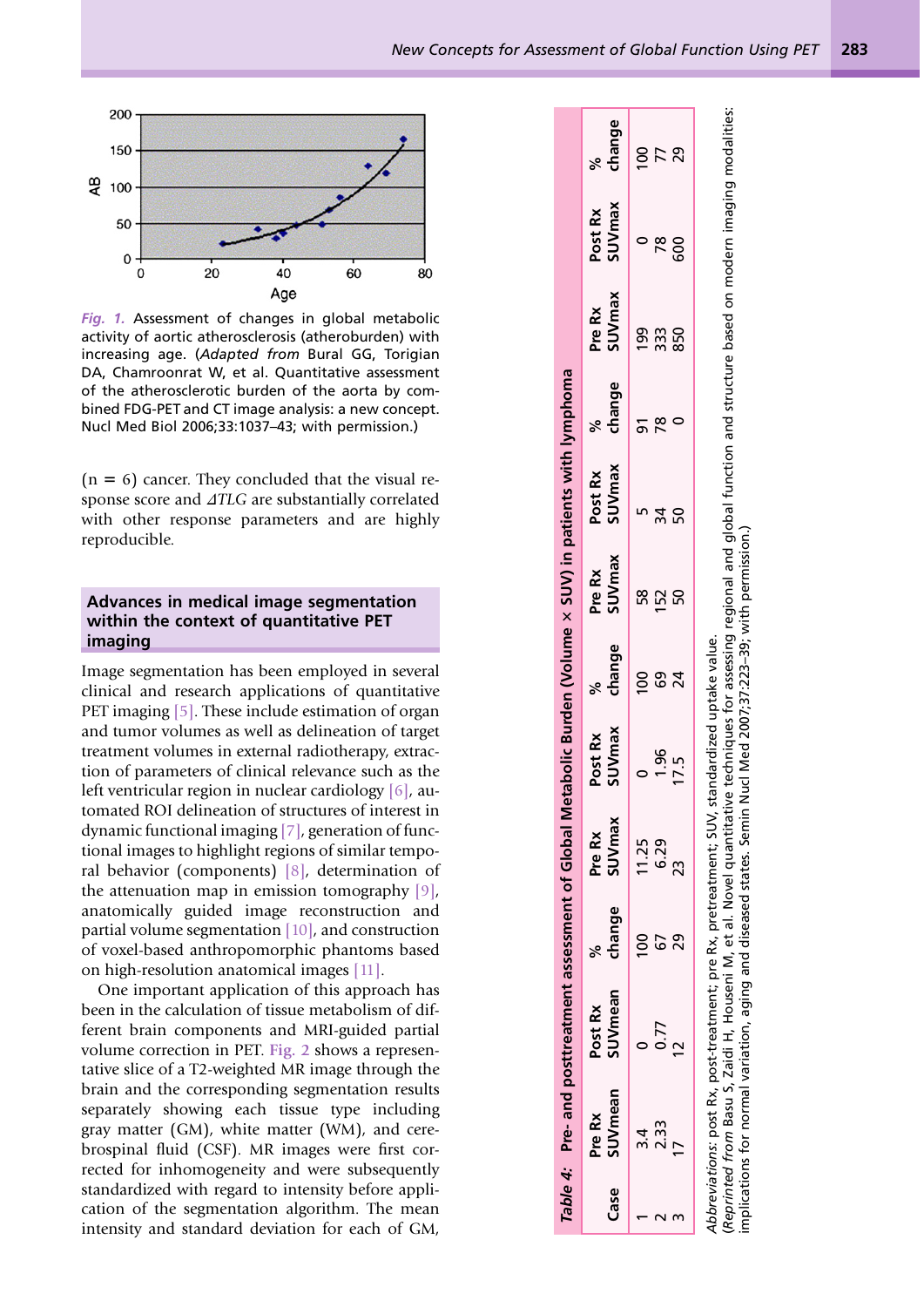Fig. 1. Assessment of changes in global metabolic activity of aortic atherosclerosis (atheroburden) with increasing age. (*Adapted from* Bural GG, Torigian DA, Chamroonrat W, et al. Quantitative assessment of the atherosclerotic burden of the aorta by combined FDG-PET and CT image analysis: a new concept. Nucl Med Biol 2006;33:1037–43; with permission.)

(n = 6) cancer. They concluded that the visual response score and *ΔTLG* are substantially correlated with other response parameters and are highly reproducible.

## Advances in medical image segmentation within the context of quantitative PET imaging

Image segmentation has been employed in several clinical and research applications of quantitative PET imaging [5]. These include estimation of organ and tumor volumes as well as delineation of target treatment volumes in external radiotherapy, extraction of parameters of clinical relevance such as the left ventricular region in nuclear cardiology [6], automated ROI delineation of structures of interest in dynamic functional imaging [7], generation of functional images to highlight regions of similar temporal behavior (components) [8], determination of the attenuation map in emission tomography [9], anatomically guided image reconstruction and partial volume segmentation [10], and construction of voxel-based anthropomorphic phantoms based on high-resolution anatomical images [11].

One important application of this approach has been in the calculation of tissue metabolism of different brain components and MRI-guided partial volume correction in PET. Fig. 2 shows a representative slice of a T2-weighted MR image through the brain and the corresponding segmentation results separately showing each tissue type including gray matter (GM), white matter (WM), and cerebrospinal fluid (CSF). MR images were first corrected for inhomogeneity and were subsequently standardized with regard to intensity before application of the segmentation algorithm. The mean intensity and standard deviation for each of GM,

*Table 4:* Pre- and posttreatment assessment of Global Metabolic Burden (Volume × SUV) in patients with lymphoma

| Case | Pre Rx SUVmean | Post Rx SUVmean | % change | Pre Rx SUVmax | Post Rx SUVmax | % change | Pre Rx SUVmax | Post Rx SUVmax | % change | Pre Rx SUVmax | Post Rx SUVmax | % change |
|---|---|---|---|---|---|---|---|---|---|---|---|---|
| 1 | 3.4 | 0 | 100 | 11.25 | 0 | 100 | 58 | 5 | 91 | 199 | 0 | 100 |
| 2 | 2.33 | 0.77 | 67 | 6.29 | 1.96 | 69 | 152 | 34 | 78 | 333 | 78 | 77 |
| 3 | 17 | 12 | 29 | 23 | 17.5 | 24 | 50 | 50 | 0 | 850 | 600 | 29 |

*Abbreviations:* post Rx, post-treatment; pre Rx, pretreatment; SUV, standardized uptake value.
(*Reprinted from* Basu S, Zaidi H, Houseni M, et al. Novel quantitative techniques for assessing regional and global function and structure based on modern imaging modalities: implications for normal variation, aging and diseased states. Semin Nucl Med 2007;37:223–39; with permission.)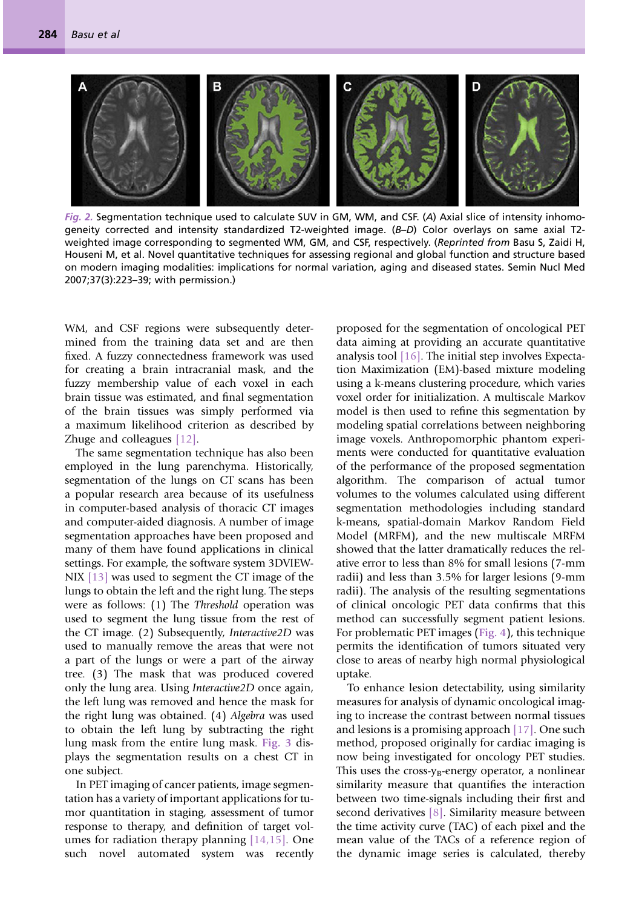*Fig. 2.* Segmentation technique used to calculate SUV in GM, WM, and CSF. (*A*) Axial slice of intensity inhomogeneity corrected and intensity standardized T2-weighted image. (*B–D*) Color overlays on same axial T2-weighted image corresponding to segmented WM, GM, and CSF, respectively. (*Reprinted from* Basu S, Zaidi H, Houseni M, et al. Novel quantitative techniques for assessing regional and global function and structure based on modern imaging modalities: implications for normal variation, aging and diseased states. Semin Nucl Med 2007;37(3):223–39; with permission.)

WM, and CSF regions were subsequently determined from the training data set and are then fixed. A fuzzy connectedness framework was used for creating a brain intracranial mask, and the fuzzy membership value of each voxel in each brain tissue was estimated, and final segmentation of the brain tissues was simply performed via a maximum likelihood criterion as described by Zhuge and colleagues [12].

The same segmentation technique has also been employed in the lung parenchyma. Historically, segmentation of the lungs on CT scans has been a popular research area because of its usefulness in computer-based analysis of thoracic CT images and computer-aided diagnosis. A number of image segmentation approaches have been proposed and many of them have found applications in clinical settings. For example, the software system 3DVIEWNIX [13] was used to segment the CT image of the lungs to obtain the left and the right lung. The steps were as follows: (1) The *Threshold* operation was used to segment the lung tissue from the rest of the CT image. (2) Subsequently, *Interactive2D* was used to manually remove the areas that were not a part of the lungs or were a part of the airway tree. (3) The mask that was produced covered only the lung area. Using *Interactive2D* once again, the left lung was removed and hence the mask for the right lung was obtained. (4) *Algebra* was used to obtain the left lung by subtracting the right lung mask from the entire lung mask. Fig. 3 displays the segmentation results on a chest CT in one subject.

In PET imaging of cancer patients, image segmentation has a variety of important applications for tumor quantitation in staging, assessment of tumor response to therapy, and definition of target volumes for radiation therapy planning [14,15]. One such novel automated system was recently proposed for the segmentation of oncological PET data aiming at providing an accurate quantitative analysis tool [16]. The initial step involves Expectation Maximization (EM)-based mixture modeling using a k-means clustering procedure, which varies voxel order for initialization. A multiscale Markov model is then used to refine this segmentation by modeling spatial correlations between neighboring image voxels. Anthropomorphic phantom experiments were conducted for quantitative evaluation of the performance of the proposed segmentation algorithm. The comparison of actual tumor volumes to the volumes calculated using different segmentation methodologies including standard k-means, spatial-domain Markov Random Field Model (MRFM), and the new multiscale MRFM showed that the latter dramatically reduces the relative error to less than 8% for small lesions (7-mm radii) and less than 3.5% for larger lesions (9-mm radii). The analysis of the resulting segmentations of clinical oncologic PET data confirms that this method can successfully segment patient lesions. For problematic PET images (Fig. 4), this technique permits the identification of tumors situated very close to areas of nearby high normal physiological uptake.

To enhance lesion detectability, using similarity measures for analysis of dynamic oncological imaging to increase the contrast between normal tissues and lesions is a promising approach [17]. One such method, proposed originally for cardiac imaging is now being investigated for oncology PET studies. This uses the cross-$\gamma_B$-energy operator, a nonlinear similarity measure that quantifies the interaction between two time-signals including their first and second derivatives [8]. Similarity measure between the time activity curve (TAC) of each pixel and the mean value of the TACs of a reference region of the dynamic image series is calculated, thereby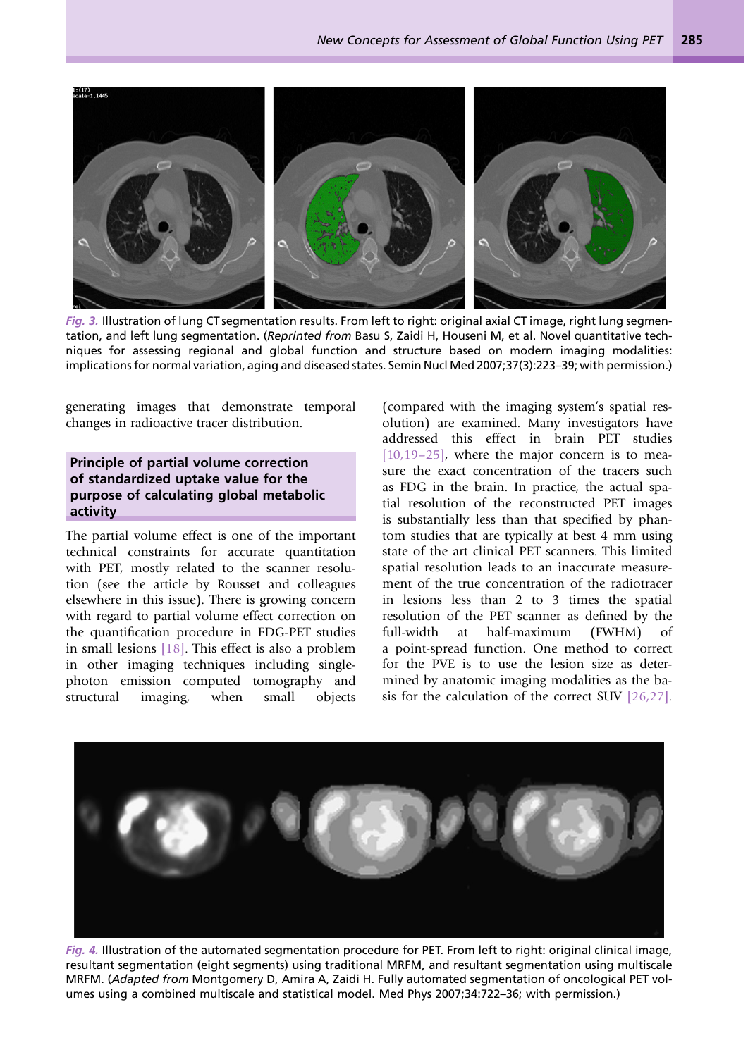*Fig. 3.* Illustration of lung CT segmentation results. From left to right: original axial CT image, right lung segmentation, and left lung segmentation. (*Reprinted from* Basu S, Zaidi H, Houseni M, et al. Novel quantitative techniques for assessing regional and global function and structure based on modern imaging modalities: implications for normal variation, aging and diseased states. Semin Nucl Med 2007;37(3):223–39; with permission.)

generating images that demonstrate temporal changes in radioactive tracer distribution.

## Principle of partial volume correction of standardized uptake value for the purpose of calculating global metabolic activity

The partial volume effect is one of the important technical constraints for accurate quantitation with PET, mostly related to the scanner resolution (see the article by Rousset and colleagues elsewhere in this issue). There is growing concern with regard to partial volume effect correction on the quantification procedure in FDG-PET studies in small lesions [18]. This effect is also a problem in other imaging techniques including single-photon emission computed tomography and structural imaging, when small objects (compared with the imaging system's spatial resolution) are examined. Many investigators have addressed this effect in brain PET studies [10,19–25], where the major concern is to measure the exact concentration of the tracers such as FDG in the brain. In practice, the actual spatial resolution of the reconstructed PET images is substantially less than specified by phantom studies that are typically at best 4 mm using state of the art clinical PET scanners. This limited spatial resolution leads to an inaccurate measurement of the true concentration of the radiotracer in lesions less than 2 to 3 times the spatial resolution of the PET scanner as defined by the full-width at half-maximum (FWHM) of a point-spread function. One method to correct for the PVE is to use the lesion size as determined by anatomic imaging modalities as the basis for the calculation of the correct SUV [26,27].

*Fig. 4.* Illustration of the automated segmentation procedure for PET. From left to right: original clinical image, resultant segmentation (eight segments) using traditional MRFM, and resultant segmentation using multiscale MRFM. (*Adapted from* Montgomery D, Amira A, Zaidi H. Fully automated segmentation of oncological PET volumes using a combined multiscale and statistical model. Med Phys 2007;34:722–36; with permission.)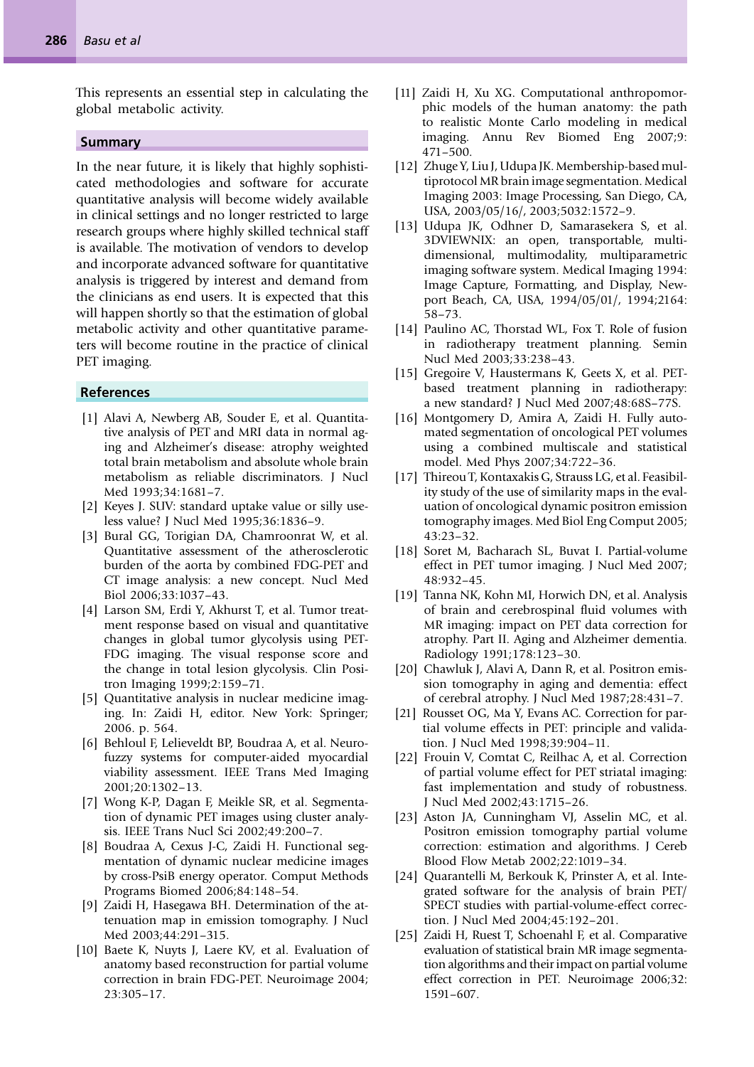This represents an essential step in calculating the global metabolic activity.

## Summary

In the near future, it is likely that highly sophisticated methodologies and software for accurate quantitative analysis will become widely available in clinical settings and no longer restricted to large research groups where highly skilled technical staff is available. The motivation of vendors to develop and incorporate advanced software for quantitative analysis is triggered by interest and demand from the clinicians as end users. It is expected that this will happen shortly so that the estimation of global metabolic activity and other quantitative parameters will become routine in the practice of clinical PET imaging.

## References

[1] Alavi A, Newberg AB, Souder E, et al. Quantitative analysis of PET and MRI data in normal aging and Alzheimer's disease: atrophy weighted total brain metabolism and absolute whole brain metabolism as reliable discriminators. J Nucl Med 1993;34:1681–7.

[2] Keyes J. SUV: standard uptake value or silly useless value? J Nucl Med 1995;36:1836–9.

[3] Bural GG, Torigian DA, Chamroonrat W, et al. Quantitative assessment of the atherosclerotic burden of the aorta by combined FDG-PET and CT image analysis: a new concept. Nucl Med Biol 2006;33:1037–43.

[4] Larson SM, Erdi Y, Akhurst T, et al. Tumor treatment response based on visual and quantitative changes in global tumor glycolysis using PET-FDG imaging. The visual response score and the change in total lesion glycolysis. Clin Positron Imaging 1999;2:159–71.

[5] Quantitative analysis in nuclear medicine imaging. In: Zaidi H, editor. New York: Springer; 2006. p. 564.

[6] Behloul F, Lelieveldt BP, Boudraa A, et al. Neuro-fuzzy systems for computer-aided myocardial viability assessment. IEEE Trans Med Imaging 2001;20:1302–13.

[7] Wong K-P, Dagan F, Meikle SR, et al. Segmentation of dynamic PET images using cluster analysis. IEEE Trans Nucl Sci 2002;49:200–7.

[8] Boudraa A, Cexus J-C, Zaidi H. Functional segmentation of dynamic nuclear medicine images by cross-PsiB energy operator. Comput Methods Programs Biomed 2006;84:148–54.

[9] Zaidi H, Hasegawa BH. Determination of the attenuation map in emission tomography. J Nucl Med 2003;44:291–315.

[10] Baete K, Nuyts J, Laere KV, et al. Evaluation of anatomy based reconstruction for partial volume correction in brain FDG-PET. Neuroimage 2004;23:305–17.

[11] Zaidi H, Xu XG. Computational anthropomorphic models of the human anatomy: the path to realistic Monte Carlo modeling in medical imaging. Annu Rev Biomed Eng 2007;9:471–500.

[12] Zhuge Y, Liu J, Udupa JK. Membership-based multiprotocol MR brain image segmentation. Medical Imaging 2003: Image Processing, San Diego, CA, USA, 2003/05/16/, 2003;5032:1572–9.

[13] Udupa JK, Odhner D, Samarasekera S, et al. 3DVIEWNIX: an open, transportable, multidimensional, multimodality, multiparametric imaging software system. Medical Imaging 1994: Image Capture, Formatting, and Display, Newport Beach, CA, USA, 1994/05/01/, 1994;2164:58–73.

[14] Paulino AC, Thorstad WL, Fox T. Role of fusion in radiotherapy treatment planning. Semin Nucl Med 2003;33:238–43.

[15] Gregoire V, Haustermans K, Geets X, et al. PET-based treatment planning in radiotherapy: a new standard? J Nucl Med 2007;48:68S–77S.

[16] Montgomery D, Amira A, Zaidi H. Fully automated segmentation of oncological PET volumes using a combined multiscale and statistical model. Med Phys 2007;34:722–36.

[17] Thireou T, Kontaxakis G, Strauss LG, et al. Feasibility study of the use of similarity maps in the evaluation of oncological dynamic positron emission tomography images. Med Biol Eng Comput 2005;43:23–32.

[18] Soret M, Bacharach SL, Buvat I. Partial-volume effect in PET tumor imaging. J Nucl Med 2007;48:932–45.

[19] Tanna NK, Kohn MI, Horwich DN, et al. Analysis of brain and cerebrospinal fluid volumes with MR imaging: impact on PET data correction for atrophy. Part II. Aging and Alzheimer dementia. Radiology 1991;178:123–30.

[20] Chawluk J, Alavi A, Dann R, et al. Positron emission tomography in aging and dementia: effect of cerebral atrophy. J Nucl Med 1987;28:431–7.

[21] Rousset OG, Ma Y, Evans AC. Correction for partial volume effects in PET: principle and validation. J Nucl Med 1998;39:904–11.

[22] Frouin V, Comtat C, Reilhac A, et al. Correction of partial volume effect for PET striatal imaging: fast implementation and study of robustness. J Nucl Med 2002;43:1715–26.

[23] Aston JA, Cunningham VJ, Asselin MC, et al. Positron emission tomography partial volume correction: estimation and algorithms. J Cereb Blood Flow Metab 2002;22:1019–34.

[24] Quarantelli M, Berkouk K, Prinster A, et al. Integrated software for the analysis of brain PET/SPECT studies with partial-volume-effect correction. J Nucl Med 2004;45:192–201.

[25] Zaidi H, Ruest T, Schoenahl F, et al. Comparative evaluation of statistical brain MR image segmentation algorithms and their impact on partial volume effect correction in PET. Neuroimage 2006;32:1591–607.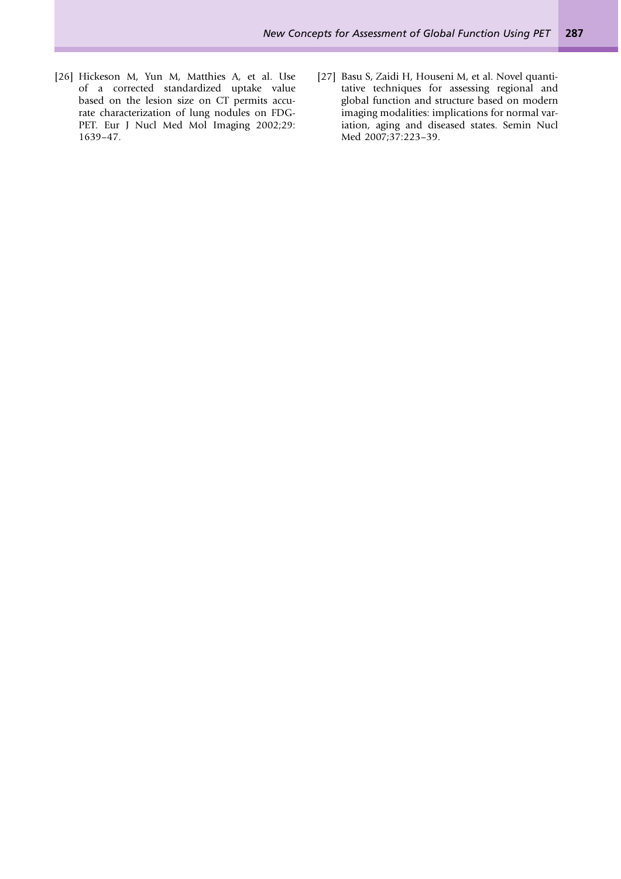[26] Hickeson M, Yun M, Matthies A, et al. Use of a corrected standardized uptake value based on the lesion size on CT permits accurate characterization of lung nodules on FDG-PET. Eur J Nucl Med Mol Imaging 2002;29: 1639–47.

[27] Basu S, Zaidi H, Houseni M, et al. Novel quantitative techniques for assessing regional and global function and structure based on modern imaging modalities: implications for normal variation, aging and diseased states. Semin Nucl Med 2007;37:223–39.